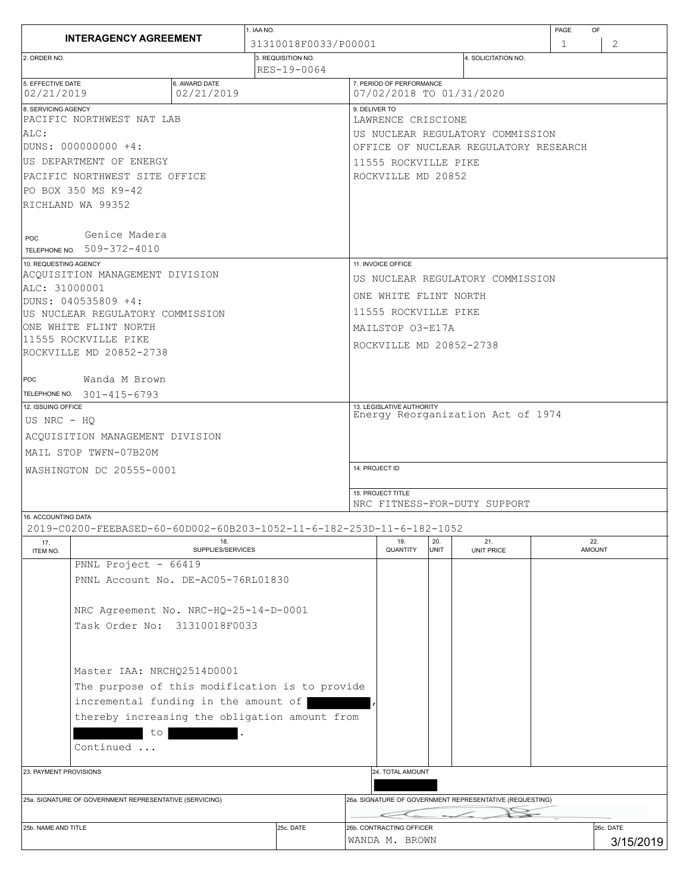# INTERAGENCY AGREEMENT

| Field | Value |
|---|---|
| 1. IAA NO. | 31310018F0033/P00001 |
| PAGE | 1 OF 2 |
| 2. ORDER NO. | |
| 3. REQUISITION NO. | RES-19-0064 |
| 4. SOLICITATION NO. | |
| 5. EFFECTIVE DATE | 02/21/2019 |
| 6. AWARD DATE | 02/21/2019 |
| 7. PERIOD OF PERFORMANCE | 07/02/2018 TO 01/31/2020 |

**8. SERVICING AGENCY**

PACIFIC NORTHWEST NAT LAB
ALC:
DUNS: 000000000 +4:
US DEPARTMENT OF ENERGY
PACIFIC NORTHWEST SITE OFFICE
PO BOX 350 MS K9-42
RICHLAND WA 99352

POC Genice Madera
TELEPHONE NO. 509-372-4010

**9. DELIVER TO**

LAWRENCE CRISCIONE
US NUCLEAR REGULATORY COMMISSION
OFFICE OF NUCLEAR REGULATORY RESEARCH
11555 ROCKVILLE PIKE
ROCKVILLE MD 20852

**10. REQUESTING AGENCY**

ACQUISITION MANAGEMENT DIVISION
ALC: 31000001
DUNS: 040535809 +4:
US NUCLEAR REGULATORY COMMISSION
ONE WHITE FLINT NORTH
11555 ROCKVILLE PIKE
ROCKVILLE MD 20852-2738

POC Wanda M Brown
TELEPHONE NO. 301-415-6793

**11. INVOICE OFFICE**

US NUCLEAR REGULATORY COMMISSION
ONE WHITE FLINT NORTH
11555 ROCKVILLE PIKE
MAILSTOP O3-E17A
ROCKVILLE MD 20852-2738

**12. ISSUING OFFICE**

US NRC - HQ
ACQUISITION MANAGEMENT DIVISION
MAIL STOP TWFN-07B20M
WASHINGTON DC 20555-0001

**13. LEGISLATIVE AUTHORITY**

Energy Reorganization Act of 1974

**14. PROJECT ID**

**15. PROJECT TITLE**

NRC FITNESS-FOR-DUTY SUPPORT

**16. ACCOUNTING DATA**

2019-C0200-FEEBASED-60-60D002-60B203-1052-11-6-182-253D-11-6-182-1052

| 17. ITEM NO. | 18. SUPPLIES/SERVICES | 19. QUANTITY | 20. UNIT | 21. UNIT PRICE | 22. AMOUNT |
|---|---|---|---|---|---|
| | PNNL Project - 66419<br>PNNL Account No. DE-AC05-76RL01830<br><br>NRC Agreement No. NRC-HQ-25-14-D-0001<br>Task Order No: 31310018F0033<br><br>Master IAA: NRCHQ2514D0001<br>The purpose of this modification is to provide incremental funding in the amount of [REDACTED], thereby increasing the obligation amount from [REDACTED] to [REDACTED].<br>Continued ... | | | | |

**23. PAYMENT PROVISIONS**

**24. TOTAL AMOUNT** [REDACTED]

| 25a. SIGNATURE OF GOVERNMENT REPRESENTATIVE (SERVICING) | 26a. SIGNATURE OF GOVERNMENT REPRESENTATIVE (REQUESTING) |
|---|---|
| | [Signature] |

| 25b. NAME AND TITLE | 25c. DATE | 26b. CONTRACTING OFFICER | 26c. DATE |
|---|---|---|---|
| | | WANDA M. BROWN | 3/15/2019 |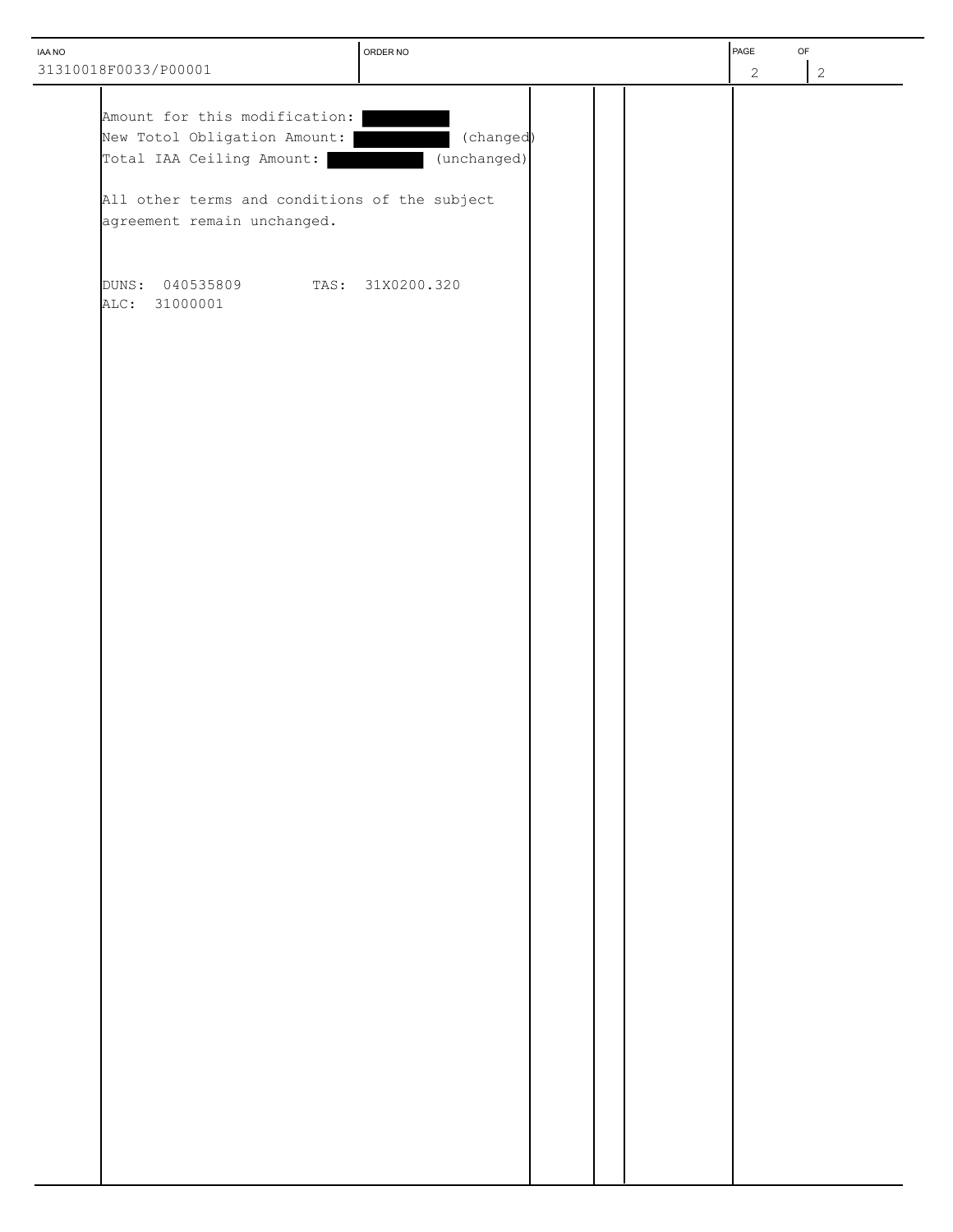| IAA NO | ORDER NO |
| --- | --- |
| 31310018F0033/P00001 | |

Amount for this modification: [REDACTED]
New Totol Obligation Amount: [REDACTED] (changed)
Total IAA Ceiling Amount: [REDACTED] (unchanged)

All other terms and conditions of the subject agreement remain unchanged.

DUNS: 040535809 TAS: 31X0200.320
ALC: 31000001